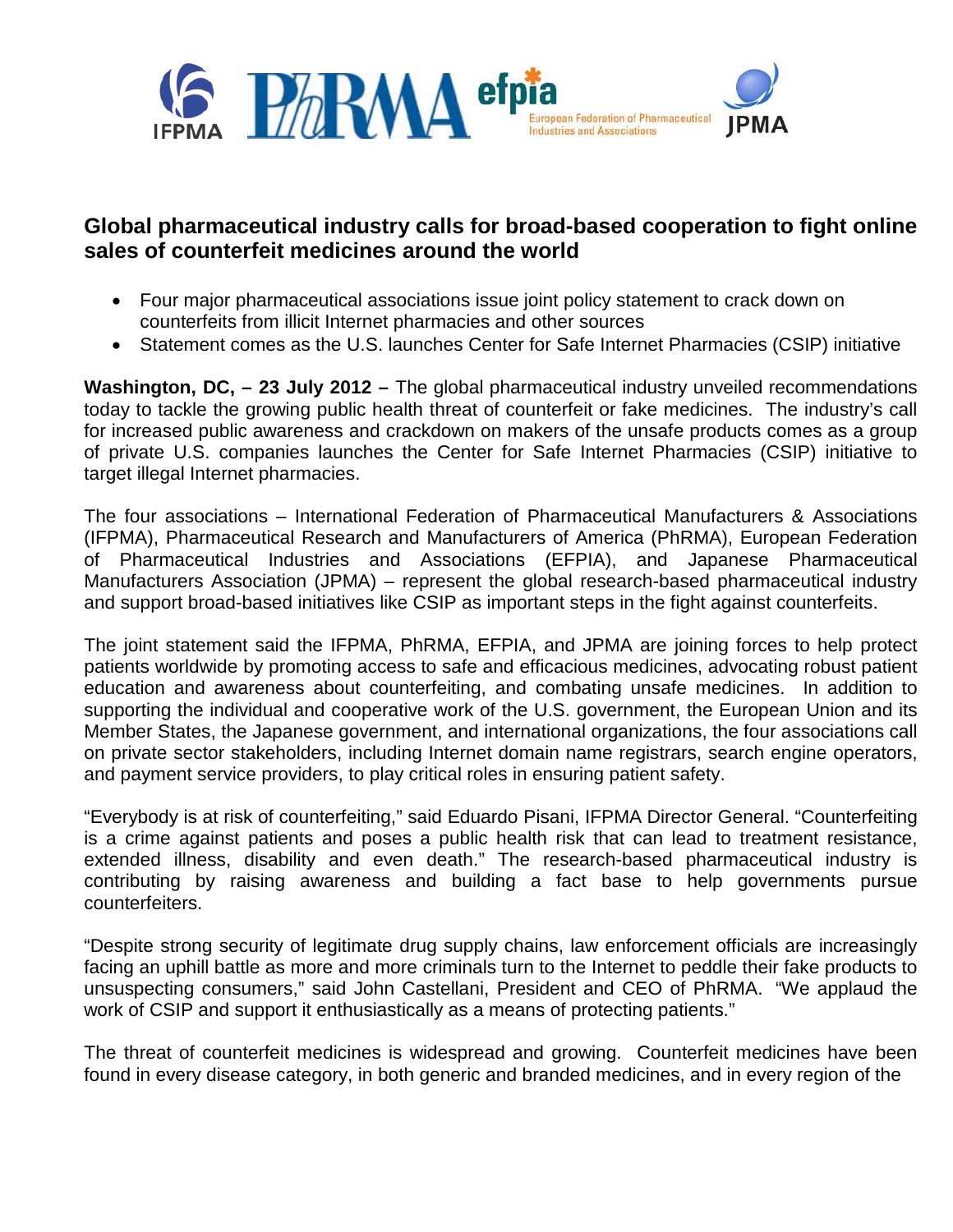IFPMA PhRMA efpia European Federation of Pharmaceutical Industries and Associations JPMA

## Global pharmaceutical industry calls for broad-based cooperation to fight online sales of counterfeit medicines around the world

- Four major pharmaceutical associations issue joint policy statement to crack down on counterfeits from illicit Internet pharmacies and other sources
- Statement comes as the U.S. launches Center for Safe Internet Pharmacies (CSIP) initiative

**Washington, DC, – 23 July 2012 –** The global pharmaceutical industry unveiled recommendations today to tackle the growing public health threat of counterfeit or fake medicines. The industry's call for increased public awareness and crackdown on makers of the unsafe products comes as a group of private U.S. companies launches the Center for Safe Internet Pharmacies (CSIP) initiative to target illegal Internet pharmacies.

The four associations – International Federation of Pharmaceutical Manufacturers & Associations (IFPMA), Pharmaceutical Research and Manufacturers of America (PhRMA), European Federation of Pharmaceutical Industries and Associations (EFPIA), and Japanese Pharmaceutical Manufacturers Association (JPMA) – represent the global research-based pharmaceutical industry and support broad-based initiatives like CSIP as important steps in the fight against counterfeits.

The joint statement said the IFPMA, PhRMA, EFPIA, and JPMA are joining forces to help protect patients worldwide by promoting access to safe and efficacious medicines, advocating robust patient education and awareness about counterfeiting, and combating unsafe medicines. In addition to supporting the individual and cooperative work of the U.S. government, the European Union and its Member States, the Japanese government, and international organizations, the four associations call on private sector stakeholders, including Internet domain name registrars, search engine operators, and payment service providers, to play critical roles in ensuring patient safety.

"Everybody is at risk of counterfeiting," said Eduardo Pisani, IFPMA Director General. "Counterfeiting is a crime against patients and poses a public health risk that can lead to treatment resistance, extended illness, disability and even death." The research-based pharmaceutical industry is contributing by raising awareness and building a fact base to help governments pursue counterfeiters.

"Despite strong security of legitimate drug supply chains, law enforcement officials are increasingly facing an uphill battle as more and more criminals turn to the Internet to peddle their fake products to unsuspecting consumers," said John Castellani, President and CEO of PhRMA. "We applaud the work of CSIP and support it enthusiastically as a means of protecting patients."

The threat of counterfeit medicines is widespread and growing. Counterfeit medicines have been found in every disease category, in both generic and branded medicines, and in every region of the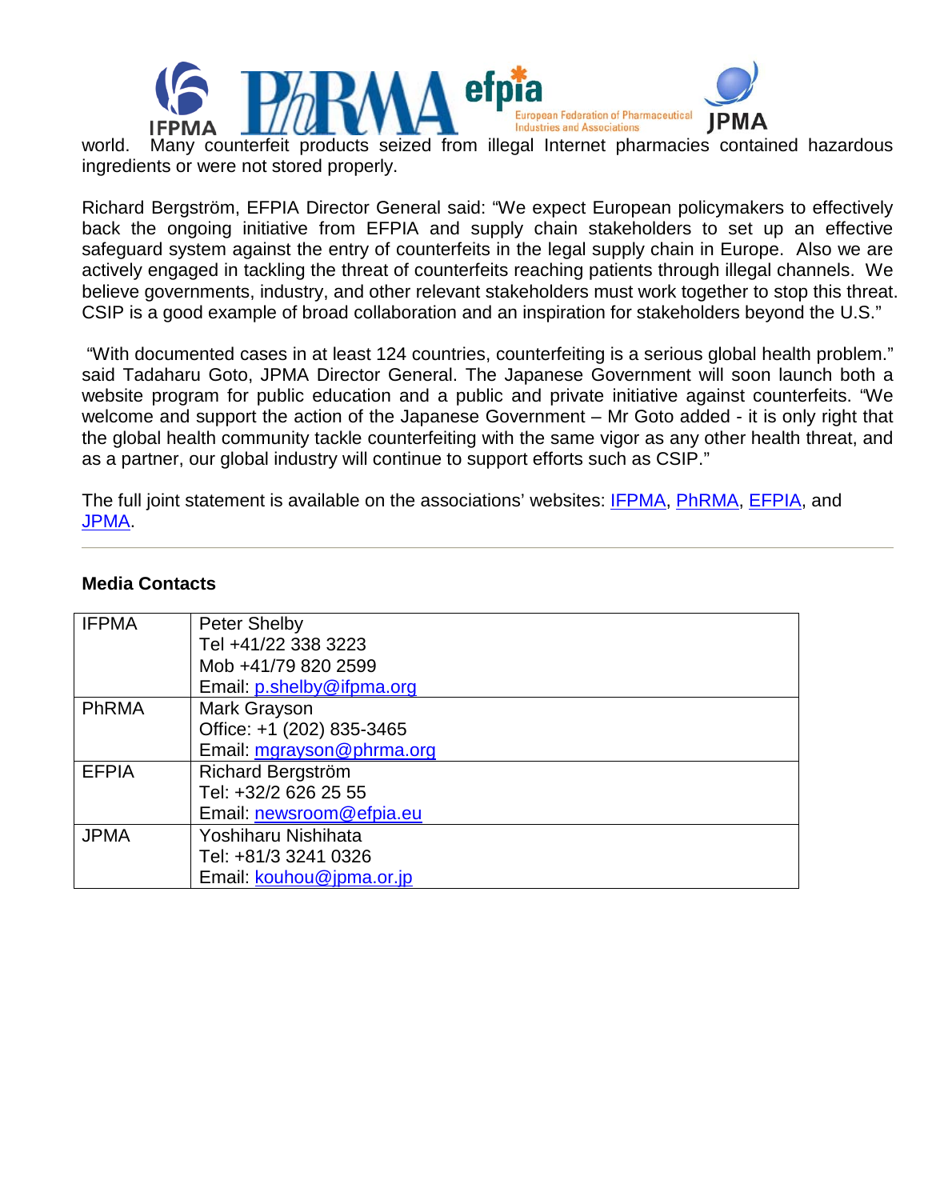world. Many counterfeit products seized from illegal Internet pharmacies contained hazardous ingredients or were not stored properly.

Richard Bergström, EFPIA Director General said: "We expect European policymakers to effectively back the ongoing initiative from EFPIA and supply chain stakeholders to set up an effective safeguard system against the entry of counterfeits in the legal supply chain in Europe. Also we are actively engaged in tackling the threat of counterfeits reaching patients through illegal channels. We believe governments, industry, and other relevant stakeholders must work together to stop this threat. CSIP is a good example of broad collaboration and an inspiration for stakeholders beyond the U.S."

"With documented cases in at least 124 countries, counterfeiting is a serious global health problem." said Tadaharu Goto, JPMA Director General. The Japanese Government will soon launch both a website program for public education and a public and private initiative against counterfeits. "We welcome and support the action of the Japanese Government – Mr Goto added - it is only right that the global health community tackle counterfeiting with the same vigor as any other health threat, and as a partner, our global industry will continue to support efforts such as CSIP."

The full joint statement is available on the associations' websites: IFPMA, PhRMA, EFPIA, and JPMA.

---

**Media Contacts**

| | |
|---|---|
| IFPMA | Peter Shelby<br>Tel +41/22 338 3223<br>Mob +41/79 820 2599<br>Email: p.shelby@ifpma.org |
| PhRMA | Mark Grayson<br>Office: +1 (202) 835-3465<br>Email: mgrayson@phrma.org |
| EFPIA | Richard Bergström<br>Tel: +32/2 626 25 55<br>Email: newsroom@efpia.eu |
| JPMA | Yoshiharu Nishihata<br>Tel: +81/3 3241 0326<br>Email: kouhou@jpma.or.jp |